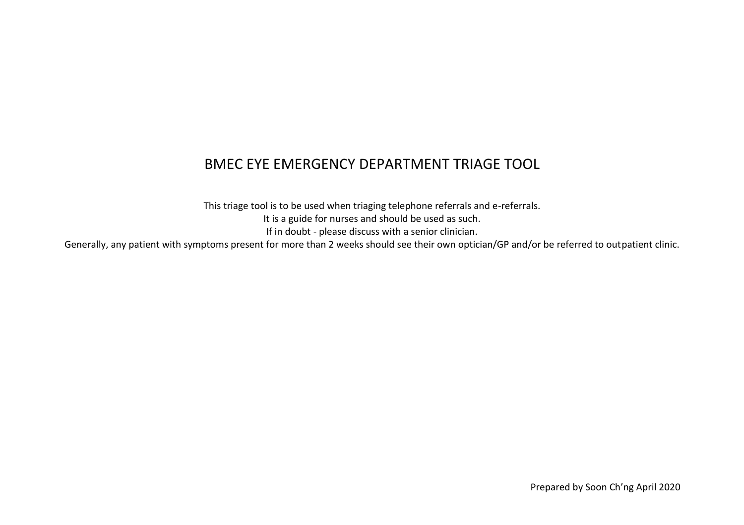# BMEC EYE EMERGENCY DEPARTMENT TRIAGE TOOL

This triage tool is to be used when triaging telephone referrals and e-referrals.
It is a guide for nurses and should be used as such.
If in doubt - please discuss with a senior clinician.
Generally, any patient with symptoms present for more than 2 weeks should see their own optician/GP and/or be referred to outpatient clinic.

Prepared by Soon Ch'ng April 2020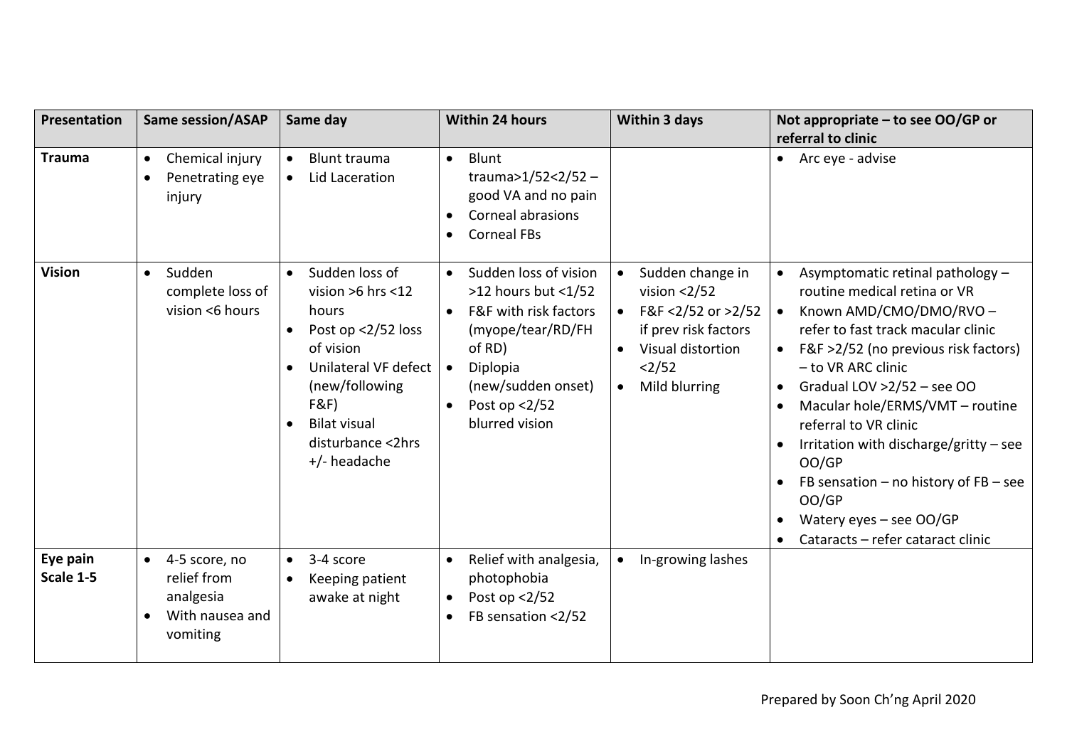| **Presentation** | **Same session/ASAP** | **Same day** | **Within 24 hours** | **Within 3 days** | **Not appropriate – to see OO/GP or referral to clinic** |
|---|---|---|---|---|---|
| **Trauma** | • Chemical injury<br>• Penetrating eye injury | • Blunt trauma<br>• Lid Laceration | • Blunt trauma>1/52<2/52 – good VA and no pain<br>• Corneal abrasions<br>• Corneal FBs | | • Arc eye - advise |
| **Vision** | • Sudden complete loss of vision <6 hours | • Sudden loss of vision >6 hrs <12 hours<br>• Post op <2/52 loss of vision<br>• Unilateral VF defect (new/following F&F)<br>• Bilat visual disturbance <2hrs +/- headache | • Sudden loss of vision >12 hours but <1/52<br>• F&F with risk factors (myope/tear/RD/FH of RD)<br>• Diplopia (new/sudden onset)<br>• Post op <2/52 blurred vision | • Sudden change in vision <2/52<br>• F&F <2/52 or >2/52 if prev risk factors<br>• Visual distortion <2/52<br>• Mild blurring | • Asymptomatic retinal pathology – routine medical retina or VR<br>• Known AMD/CMO/DMO/RVO – refer to fast track macular clinic<br>• F&F >2/52 (no previous risk factors) – to VR ARC clinic<br>• Gradual LOV >2/52 – see OO<br>• Macular hole/ERMS/VMT – routine referral to VR clinic<br>• Irritation with discharge/gritty – see OO/GP<br>• FB sensation – no history of FB – see OO/GP<br>• Watery eyes – see OO/GP<br>• Cataracts – refer cataract clinic |
| **Eye pain Scale 1-5** | • 4-5 score, no relief from analgesia<br>• With nausea and vomiting | • 3-4 score<br>• Keeping patient awake at night | • Relief with analgesia, photophobia<br>• Post op <2/52<br>• FB sensation <2/52 | • In-growing lashes | |

Prepared by Soon Ch'ng April 2020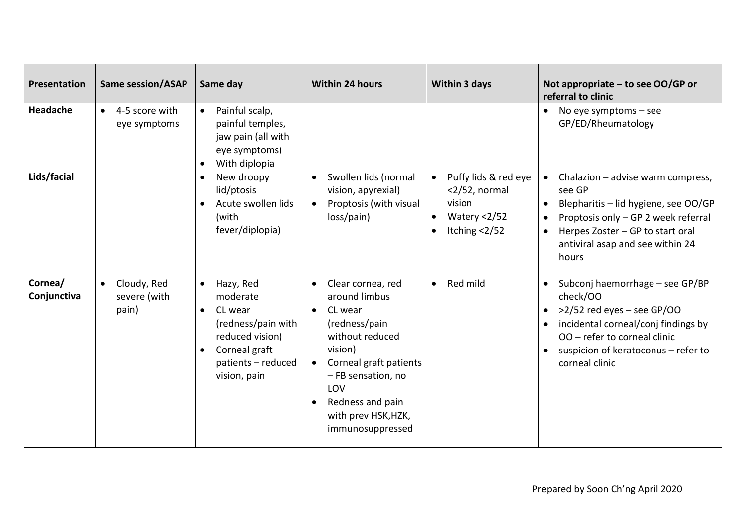| Presentation | Same session/ASAP | Same day | Within 24 hours | Within 3 days | Not appropriate – to see OO/GP or referral to clinic |
|---|---|---|---|---|---|
| **Headache** | • 4-5 score with eye symptoms | • Painful scalp, painful temples, jaw pain (all with eye symptoms)<br>• With diplopia | | | • No eye symptoms – see GP/ED/Rheumatology |
| **Lids/facial** | | • New droopy lid/ptosis<br>• Acute swollen lids (with fever/diplopia) | • Swollen lids (normal vision, apyrexial)<br>• Proptosis (with visual loss/pain) | • Puffy lids & red eye <2/52, normal vision<br>• Watery <2/52<br>• Itching <2/52 | • Chalazion – advise warm compress, see GP<br>• Blepharitis – lid hygiene, see OO/GP<br>• Proptosis only – GP 2 week referral<br>• Herpes Zoster – GP to start oral antiviral asap and see within 24 hours |
| **Cornea/ Conjunctiva** | • Cloudy, Red severe (with pain) | • Hazy, Red moderate<br>• CL wear (redness/pain with reduced vision)<br>• Corneal graft patients – reduced vision, pain | • Clear cornea, red around limbus<br>• CL wear (redness/pain without reduced vision)<br>• Corneal graft patients – FB sensation, no LOV<br>• Redness and pain with prev HSK,HZK, immunosuppressed | • Red mild | • Subconj haemorrhage – see GP/BP check/OO<br>• >2/52 red eyes – see GP/OO<br>• incidental corneal/conj findings by OO – refer to corneal clinic<br>• suspicion of keratoconus – refer to corneal clinic |

Prepared by Soon Ch'ng April 2020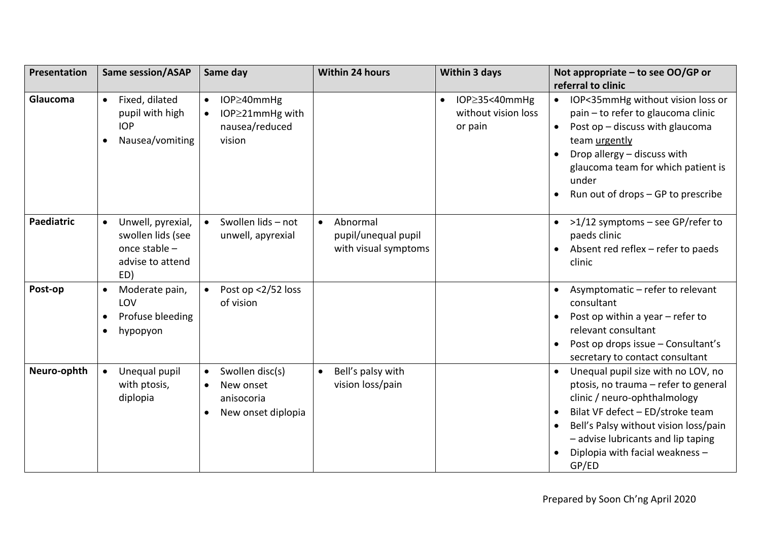| Presentation | Same session/ASAP | Same day | Within 24 hours | Within 3 days | Not appropriate – to see OO/GP or referral to clinic |
|---|---|---|---|---|---|
| **Glaucoma** | • Fixed, dilated pupil with high IOP<br>• Nausea/vomiting | • IOP≥40mmHg<br>• IOP≥21mmHg with nausea/reduced vision | | • IOP≥35<40mmHg without vision loss or pain | • IOP<35mmHg without vision loss or pain – to refer to glaucoma clinic<br>• Post op – discuss with glaucoma team urgently<br>• Drop allergy – discuss with glaucoma team for which patient is under<br>• Run out of drops – GP to prescribe |
| **Paediatric** | • Unwell, pyrexial, swollen lids (see once stable – advise to attend ED) | • Swollen lids – not unwell, apyrexial | • Abnormal pupil/unequal pupil with visual symptoms | | • >1/12 symptoms – see GP/refer to paeds clinic<br>• Absent red reflex – refer to paeds clinic |
| **Post-op** | • Moderate pain, LOV<br>• Profuse bleeding<br>• hypopyon | • Post op <2/52 loss of vision | | | • Asymptomatic – refer to relevant consultant<br>• Post op within a year – refer to relevant consultant<br>• Post op drops issue – Consultant's secretary to contact consultant |
| **Neuro-ophth** | • Unequal pupil with ptosis, diplopia | • Swollen disc(s)<br>• New onset anisocoria<br>• New onset diplopia | • Bell's palsy with vision loss/pain | | • Unequal pupil size with no LOV, no ptosis, no trauma – refer to general clinic / neuro-ophthalmology<br>• Bilat VF defect – ED/stroke team<br>• Bell's Palsy without vision loss/pain – advise lubricants and lip taping<br>• Diplopia with facial weakness – GP/ED |

Prepared by Soon Ch'ng April 2020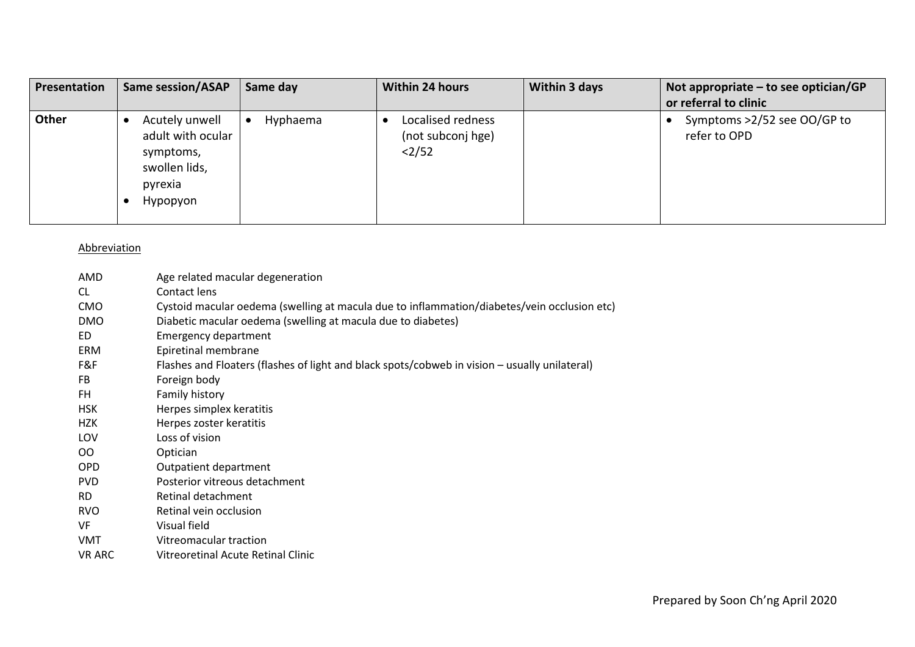| Presentation | Same session/ASAP | Same day | Within 24 hours | Within 3 days | Not appropriate – to see optician/GP or referral to clinic |
|---|---|---|---|---|---|
| **Other** | • Acutely unwell adult with ocular symptoms, swollen lids, pyrexia<br>• Hypopyon | • Hyphaema | • Localised redness (not subconj hge) <2/52 | | • Symptoms >2/52 see OO/GP to refer to OPD |

Abbreviation

| | |
|---|---|
| AMD | Age related macular degeneration |
| CL | Contact lens |
| CMO | Cystoid macular oedema (swelling at macula due to inflammation/diabetes/vein occlusion etc) |
| DMO | Diabetic macular oedema (swelling at macula due to diabetes) |
| ED | Emergency department |
| ERM | Epiretinal membrane |
| F&F | Flashes and Floaters (flashes of light and black spots/cobweb in vision – usually unilateral) |
| FB | Foreign body |
| FH | Family history |
| HSK | Herpes simplex keratitis |
| HZK | Herpes zoster keratitis |
| LOV | Loss of vision |
| OO | Optician |
| OPD | Outpatient department |
| PVD | Posterior vitreous detachment |
| RD | Retinal detachment |
| RVO | Retinal vein occlusion |
| VF | Visual field |
| VMT | Vitreomacular traction |
| VR ARC | Vitreoretinal Acute Retinal Clinic |

Prepared by Soon Ch'ng April 2020